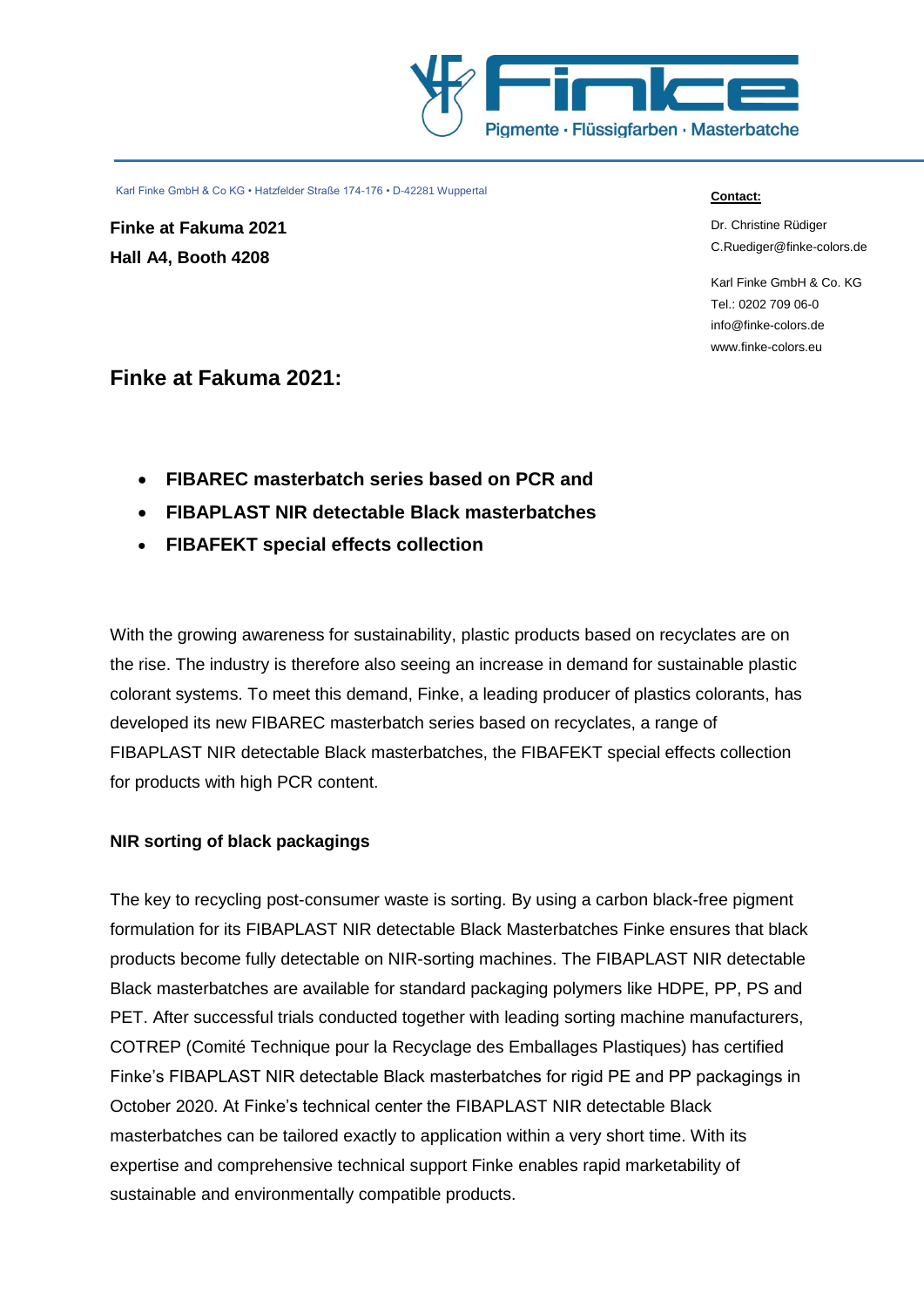Finke
Pigmente · Flüssigfarben · Masterbatche

Karl Finke GmbH & Co KG • Hatzfelder Straße 174-176 • D-42281 Wuppertal

**Finke at Fakuma 2021**
**Hall A4, Booth 4208**

**Contact:**

Dr. Christine Rüdiger
C.Ruediger@finke-colors.de

Karl Finke GmbH & Co. KG
Tel.: 0202 709 06-0
info@finke-colors.de
www.finke-colors.eu

## Finke at Fakuma 2021:

- **FIBAREC masterbatch series based on PCR and**
- **FIBAPLAST NIR detectable Black masterbatches**
- **FIBAFEKT special effects collection**

With the growing awareness for sustainability, plastic products based on recyclates are on the rise. The industry is therefore also seeing an increase in demand for sustainable plastic colorant systems. To meet this demand, Finke, a leading producer of plastics colorants, has developed its new FIBAREC masterbatch series based on recyclates, a range of FIBAPLAST NIR detectable Black masterbatches, the FIBAFEKT special effects collection for products with high PCR content.

### NIR sorting of black packagings

The key to recycling post-consumer waste is sorting. By using a carbon black-free pigment formulation for its FIBAPLAST NIR detectable Black Masterbatches Finke ensures that black products become fully detectable on NIR-sorting machines. The FIBAPLAST NIR detectable Black masterbatches are available for standard packaging polymers like HDPE, PP, PS and PET. After successful trials conducted together with leading sorting machine manufacturers, COTREP (Comité Technique pour la Recyclage des Emballages Plastiques) has certified Finke's FIBAPLAST NIR detectable Black masterbatches for rigid PE and PP packagings in October 2020. At Finke's technical center the FIBAPLAST NIR detectable Black masterbatches can be tailored exactly to application within a very short time. With its expertise and comprehensive technical support Finke enables rapid marketability of sustainable and environmentally compatible products.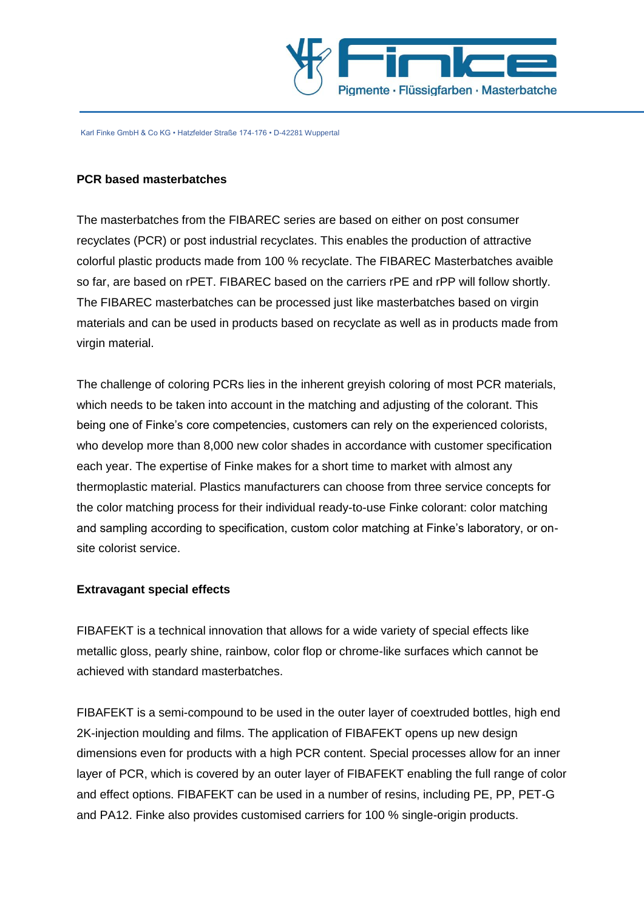**PCR based masterbatches**

The masterbatches from the FIBAREC series are based on either on post consumer recyclates (PCR) or post industrial recyclates. This enables the production of attractive colorful plastic products made from 100 % recyclate. The FIBAREC Masterbatches avaible so far, are based on rPET. FIBAREC based on the carriers rPE and rPP will follow shortly. The FIBAREC masterbatches can be processed just like masterbatches based on virgin materials and can be used in products based on recyclate as well as in products made from virgin material.

The challenge of coloring PCRs lies in the inherent greyish coloring of most PCR materials, which needs to be taken into account in the matching and adjusting of the colorant. This being one of Finke's core competencies, customers can rely on the experienced colorists, who develop more than 8,000 new color shades in accordance with customer specification each year. The expertise of Finke makes for a short time to market with almost any thermoplastic material. Plastics manufacturers can choose from three service concepts for the color matching process for their individual ready-to-use Finke colorant: color matching and sampling according to specification, custom color matching at Finke's laboratory, or on-site colorist service.

**Extravagant special effects**

FIBAFEKT is a technical innovation that allows for a wide variety of special effects like metallic gloss, pearly shine, rainbow, color flop or chrome-like surfaces which cannot be achieved with standard masterbatches.

FIBAFEKT is a semi-compound to be used in the outer layer of coextruded bottles, high end 2K-injection moulding and films. The application of FIBAFEKT opens up new design dimensions even for products with a high PCR content. Special processes allow for an inner layer of PCR, which is covered by an outer layer of FIBAFEKT enabling the full range of color and effect options. FIBAFEKT can be used in a number of resins, including PE, PP, PET-G and PA12. Finke also provides customised carriers for 100 % single-origin products.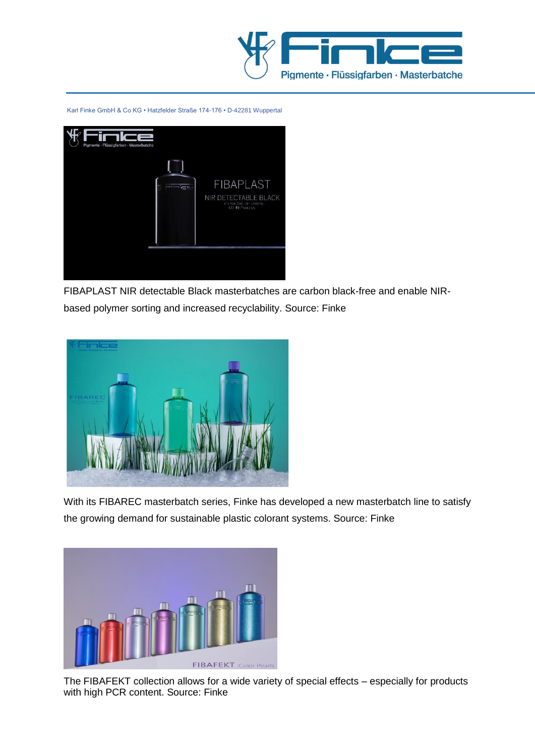Karl Finke GmbH & Co KG • Hatzfelder Straße 174-176 • D-42281 Wuppertal

FIBAPLAST NIR detectable Black masterbatches are carbon black-free and enable NIR-based polymer sorting and increased recyclability. Source: Finke

With its FIBAREC masterbatch series, Finke has developed a new masterbatch line to satisfy the growing demand for sustainable plastic colorant systems. Source: Finke

The FIBAFEKT collection allows for a wide variety of special effects – especially for products with high PCR content. Source: Finke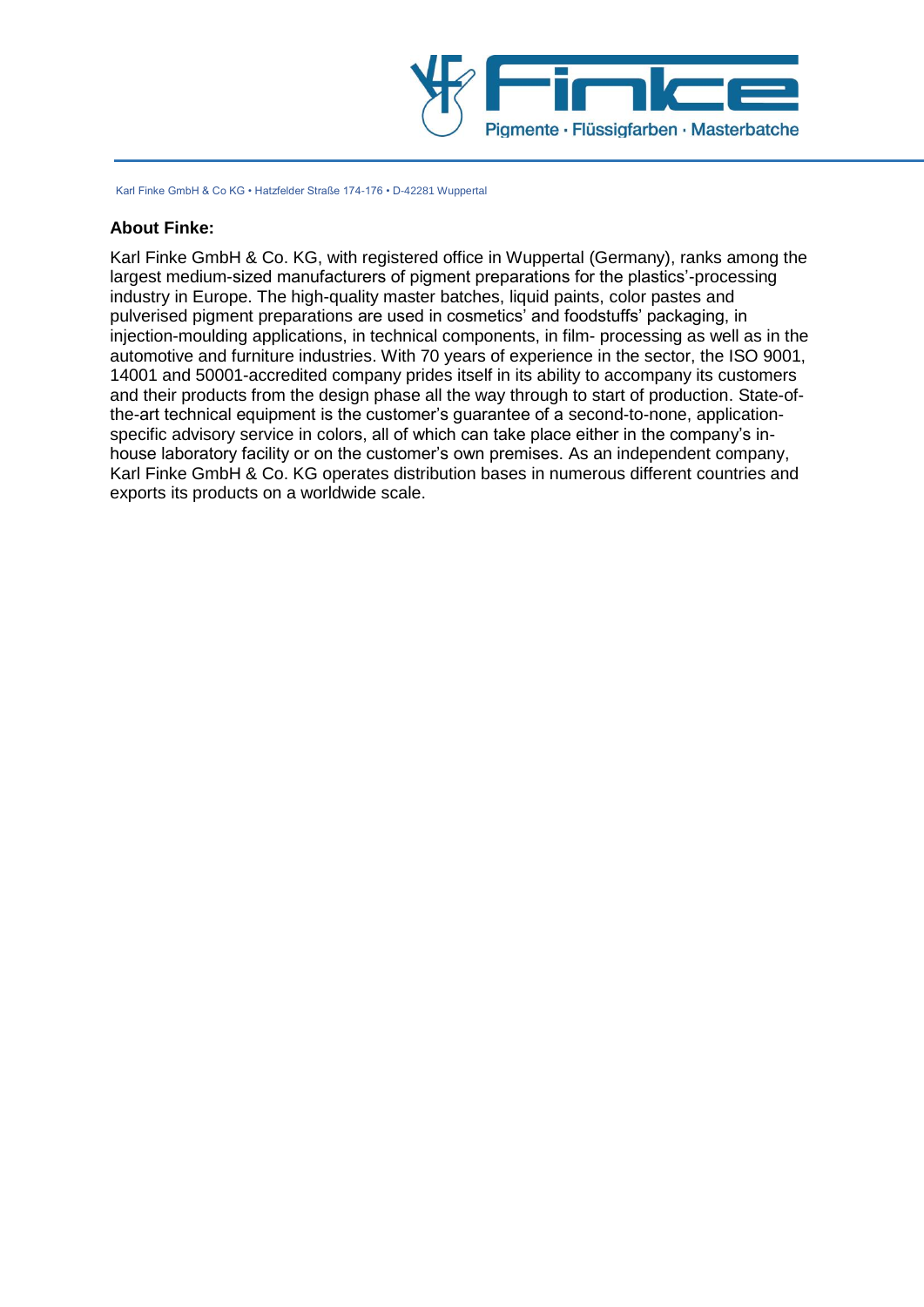Karl Finke GmbH & Co KG • Hatzfelder Straße 174-176 • D-42281 Wuppertal

**About Finke:**

Karl Finke GmbH & Co. KG, with registered office in Wuppertal (Germany), ranks among the largest medium-sized manufacturers of pigment preparations for the plastics'-processing industry in Europe. The high-quality master batches, liquid paints, color pastes and pulverised pigment preparations are used in cosmetics' and foodstuffs' packaging, in injection-moulding applications, in technical components, in film- processing as well as in the automotive and furniture industries. With 70 years of experience in the sector, the ISO 9001, 14001 and 50001-accredited company prides itself in its ability to accompany its customers and their products from the design phase all the way through to start of production. State-of-the-art technical equipment is the customer's guarantee of a second-to-none, application-specific advisory service in colors, all of which can take place either in the company's in-house laboratory facility or on the customer's own premises. As an independent company, Karl Finke GmbH & Co. KG operates distribution bases in numerous different countries and exports its products on a worldwide scale.